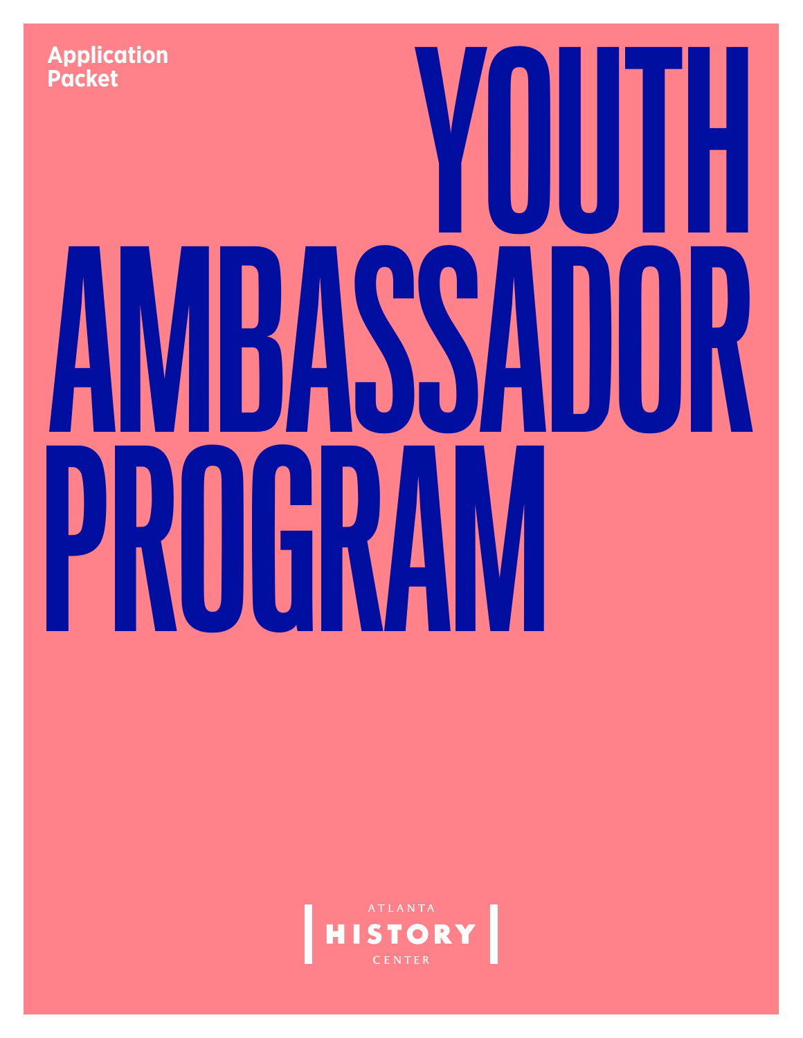Application Packet

# YOUTH AMBASSADOR PROGRAM

ATLANTA HISTORY CENTER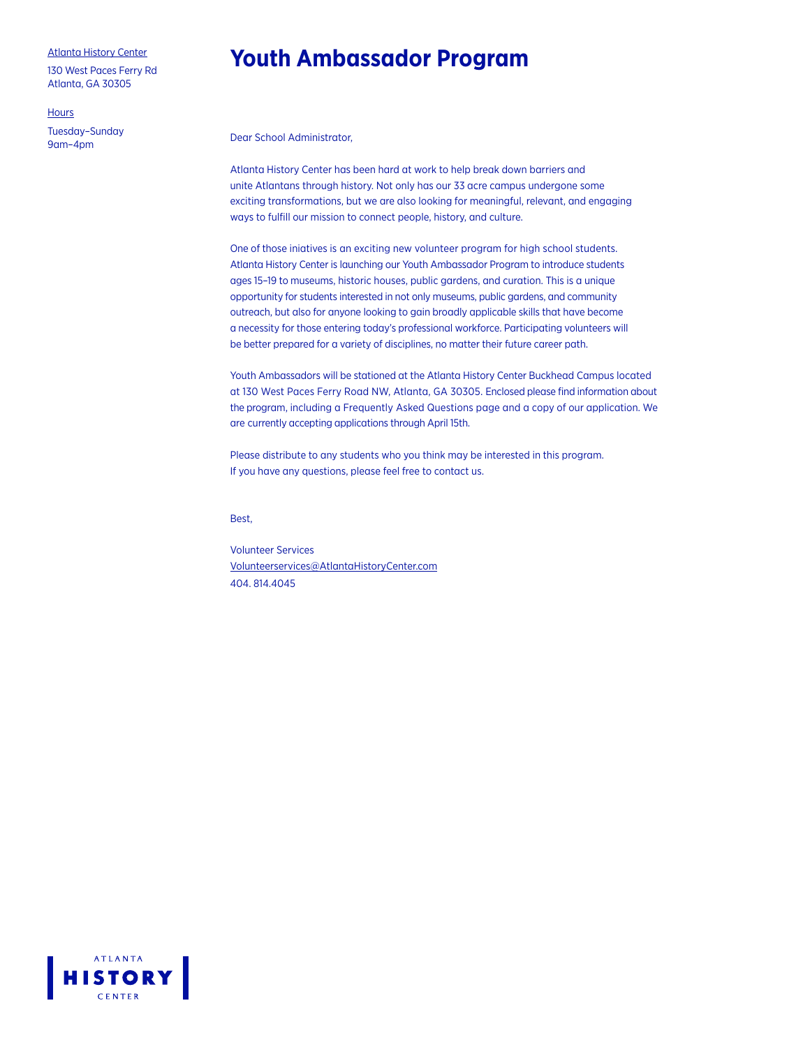Atlanta History Center

130 West Paces Ferry Rd
Atlanta, GA 30305

Hours

Tuesday–Sunday
9am–4pm

# Youth Ambassador Program

Dear School Administrator,

Atlanta History Center has been hard at work to help break down barriers and unite Atlantans through history. Not only has our 33 acre campus undergone some exciting transformations, but we are also looking for meaningful, relevant, and engaging ways to fulfill our mission to connect people, history, and culture.

One of those iniatives is an exciting new volunteer program for high school students. Atlanta History Center is launching our Youth Ambassador Program to introduce students ages 15–19 to museums, historic houses, public gardens, and curation. This is a unique opportunity for students interested in not only museums, public gardens, and community outreach, but also for anyone looking to gain broadly applicable skills that have become a necessity for those entering today's professional workforce. Participating volunteers will be better prepared for a variety of disciplines, no matter their future career path.

Youth Ambassadors will be stationed at the Atlanta History Center Buckhead Campus located at 130 West Paces Ferry Road NW, Atlanta, GA 30305. Enclosed please find information about the program, including a Frequently Asked Questions page and a copy of our application. We are currently accepting applications through April 15th.

Please distribute to any students who you think may be interested in this program. If you have any questions, please feel free to contact us.

Best,

Volunteer Services
Volunteerservices@AtlantaHistoryCenter.com
404. 814.4045

ATLANTA HISTORY CENTER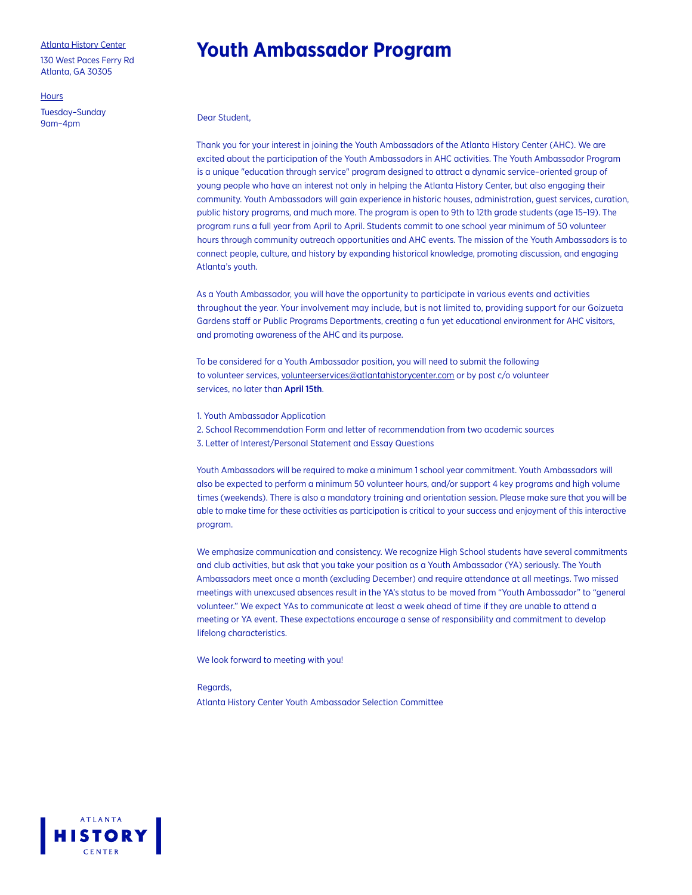Atlanta History Center

130 West Paces Ferry Rd
Atlanta, GA 30305

Hours

Tuesday–Sunday
9am–4pm

# Youth Ambassador Program

Dear Student,

Thank you for your interest in joining the Youth Ambassadors of the Atlanta History Center (AHC). We are excited about the participation of the Youth Ambassadors in AHC activities. The Youth Ambassador Program is a unique "education through service" program designed to attract a dynamic service–oriented group of young people who have an interest not only in helping the Atlanta History Center, but also engaging their community. Youth Ambassadors will gain experience in historic houses, administration, guest services, curation, public history programs, and much more. The program is open to 9th to 12th grade students (age 15–19). The program runs a full year from April to April. Students commit to one school year minimum of 50 volunteer hours through community outreach opportunities and AHC events. The mission of the Youth Ambassadors is to connect people, culture, and history by expanding historical knowledge, promoting discussion, and engaging Atlanta's youth.

As a Youth Ambassador, you will have the opportunity to participate in various events and activities throughout the year. Your involvement may include, but is not limited to, providing support for our Goizueta Gardens staff or Public Programs Departments, creating a fun yet educational environment for AHC visitors, and promoting awareness of the AHC and its purpose.

To be considered for a Youth Ambassador position, you will need to submit the following to volunteer services, volunteerservices@atlantahistorycenter.com or by post c/o volunteer services, no later than **April 15th**.

1. Youth Ambassador Application
2. School Recommendation Form and letter of recommendation from two academic sources
3. Letter of Interest/Personal Statement and Essay Questions

Youth Ambassadors will be required to make a minimum 1 school year commitment. Youth Ambassadors will also be expected to perform a minimum 50 volunteer hours, and/or support 4 key programs and high volume times (weekends). There is also a mandatory training and orientation session. Please make sure that you will be able to make time for these activities as participation is critical to your success and enjoyment of this interactive program.

We emphasize communication and consistency. We recognize High School students have several commitments and club activities, but ask that you take your position as a Youth Ambassador (YA) seriously. The Youth Ambassadors meet once a month (excluding December) and require attendance at all meetings. Two missed meetings with unexcused absences result in the YA's status to be moved from "Youth Ambassador" to "general volunteer." We expect YAs to communicate at least a week ahead of time if they are unable to attend a meeting or YA event. These expectations encourage a sense of responsibility and commitment to develop lifelong characteristics.

We look forward to meeting with you!

Regards,
Atlanta History Center Youth Ambassador Selection Committee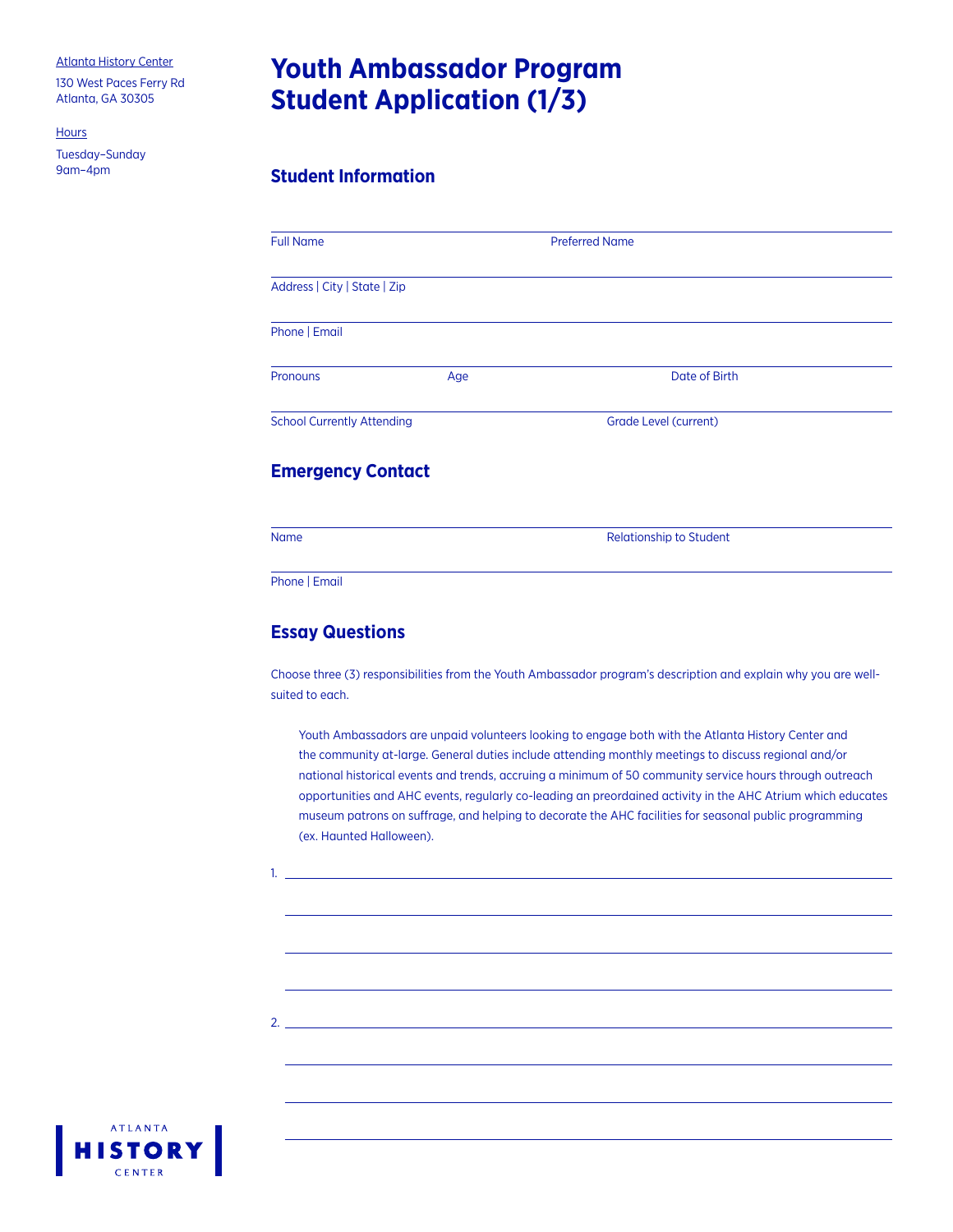Atlanta History Center

130 West Paces Ferry Rd
Atlanta, GA 30305

Hours

Tuesday–Sunday
9am–4pm

# Youth Ambassador Program Student Application (1/3)

## Student Information

Full Name | Preferred Name

Address | City | State | Zip

Phone | Email

Pronouns | Age | Date of Birth

School Currently Attending | Grade Level (current)

## Emergency Contact

Name | Relationship to Student

Phone | Email

## Essay Questions

Choose three (3) responsibilities from the Youth Ambassador program's description and explain why you are well-suited to each.

> Youth Ambassadors are unpaid volunteers looking to engage both with the Atlanta History Center and the community at-large. General duties include attending monthly meetings to discuss regional and/or national historical events and trends, accruing a minimum of 50 community service hours through outreach opportunities and AHC events, regularly co-leading an preordained activity in the AHC Atrium which educates museum patrons on suffrage, and helping to decorate the AHC facilities for seasonal public programming (ex. Haunted Halloween).

1. ______________________________

2. ______________________________

ATLANTA HISTORY CENTER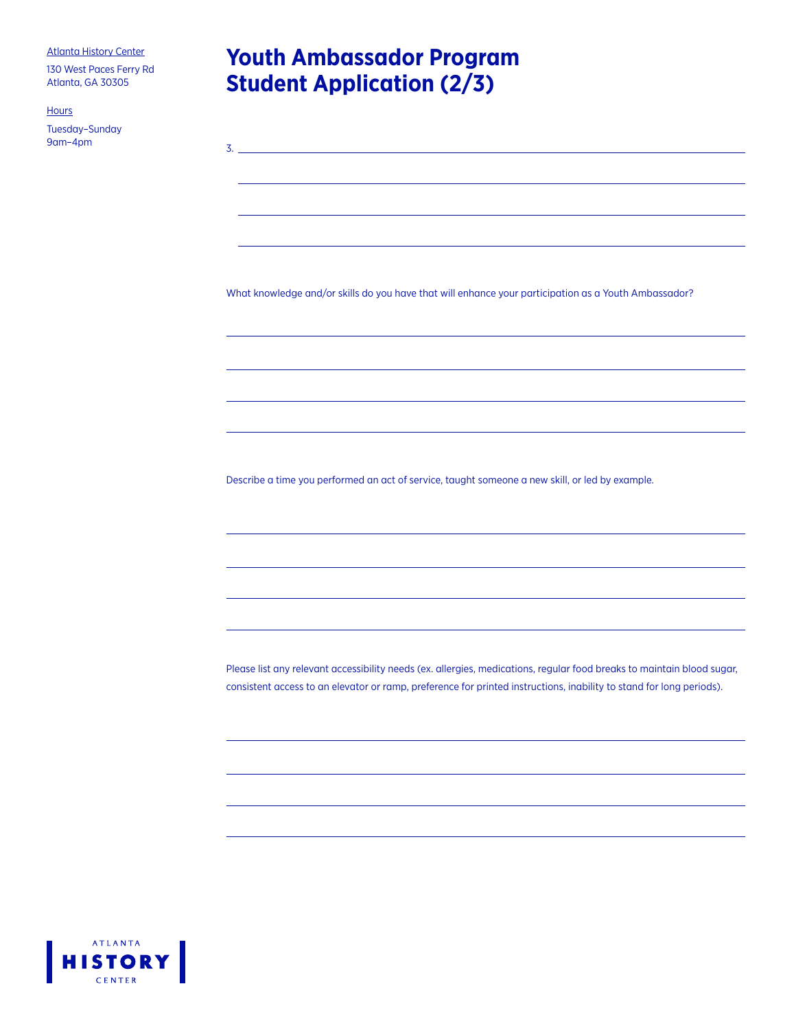Atlanta History Center

130 West Paces Ferry Rd
Atlanta, GA 30305

Hours

Tuesday–Sunday
9am–4pm

# Youth Ambassador Program Student Application (2/3)

3. ______________________________

What knowledge and/or skills do you have that will enhance your participation as a Youth Ambassador?

Describe a time you performed an act of service, taught someone a new skill, or led by example.

Please list any relevant accessibility needs (ex. allergies, medications, regular food breaks to maintain blood sugar, consistent access to an elevator or ramp, preference for printed instructions, inability to stand for long periods).

ATLANTA HISTORY CENTER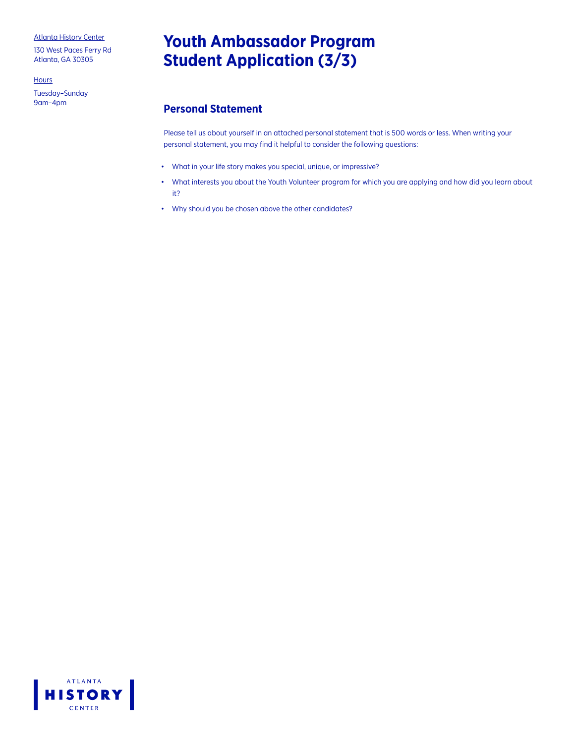Atlanta History Center

130 West Paces Ferry Rd
Atlanta, GA 30305

Hours

Tuesday–Sunday
9am–4pm

# Youth Ambassador Program Student Application (3/3)

## Personal Statement

Please tell us about yourself in an attached personal statement that is 500 words or less. When writing your personal statement, you may find it helpful to consider the following questions:

- What in your life story makes you special, unique, or impressive?
- What interests you about the Youth Volunteer program for which you are applying and how did you learn about it?
- Why should you be chosen above the other candidates?

ATLANTA HISTORY CENTER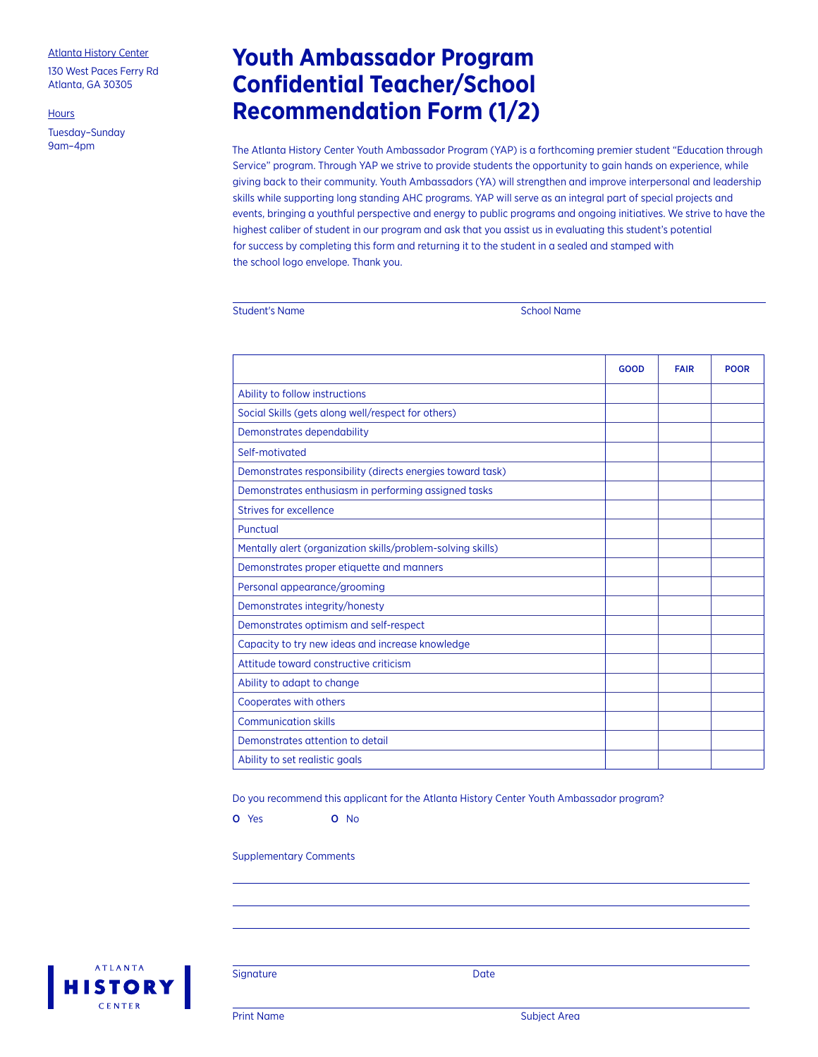Atlanta History Center

130 West Paces Ferry Rd
Atlanta, GA 30305

Hours

Tuesday–Sunday
9am–4pm

# Youth Ambassador Program Confidential Teacher/School Recommendation Form (1/2)

The Atlanta History Center Youth Ambassador Program (YAP) is a forthcoming premier student "Education through Service" program. Through YAP we strive to provide students the opportunity to gain hands on experience, while giving back to their community. Youth Ambassadors (YA) will strengthen and improve interpersonal and leadership skills while supporting long standing AHC programs. YAP will serve as an integral part of special projects and events, bringing a youthful perspective and energy to public programs and ongoing initiatives. We strive to have the highest caliber of student in our program and ask that you assist us in evaluating this student's potential for success by completing this form and returning it to the student in a sealed and stamped with the school logo envelope. Thank you.

Student's Name ______________________ School Name ______________________

| | GOOD | FAIR | POOR |
|---|---|---|---|
| Ability to follow instructions | | | |
| Social Skills (gets along well/respect for others) | | | |
| Demonstrates dependability | | | |
| Self-motivated | | | |
| Demonstrates responsibility (directs energies toward task) | | | |
| Demonstrates enthusiasm in performing assigned tasks | | | |
| Strives for excellence | | | |
| Punctual | | | |
| Mentally alert (organization skills/problem-solving skills) | | | |
| Demonstrates proper etiquette and manners | | | |
| Personal appearance/grooming | | | |
| Demonstrates integrity/honesty | | | |
| Demonstrates optimism and self-respect | | | |
| Capacity to try new ideas and increase knowledge | | | |
| Attitude toward constructive criticism | | | |
| Ability to adapt to change | | | |
| Cooperates with others | | | |
| Communication skills | | | |
| Demonstrates attention to detail | | | |
| Ability to set realistic goals | | | |

Do you recommend this applicant for the Atlanta History Center Youth Ambassador program?

O Yes O No

Supplementary Comments

______________________

______________________

______________________

Signature ______________________ Date ______________________

Print Name ______________________ Subject Area ______________________

ATLANTA HISTORY CENTER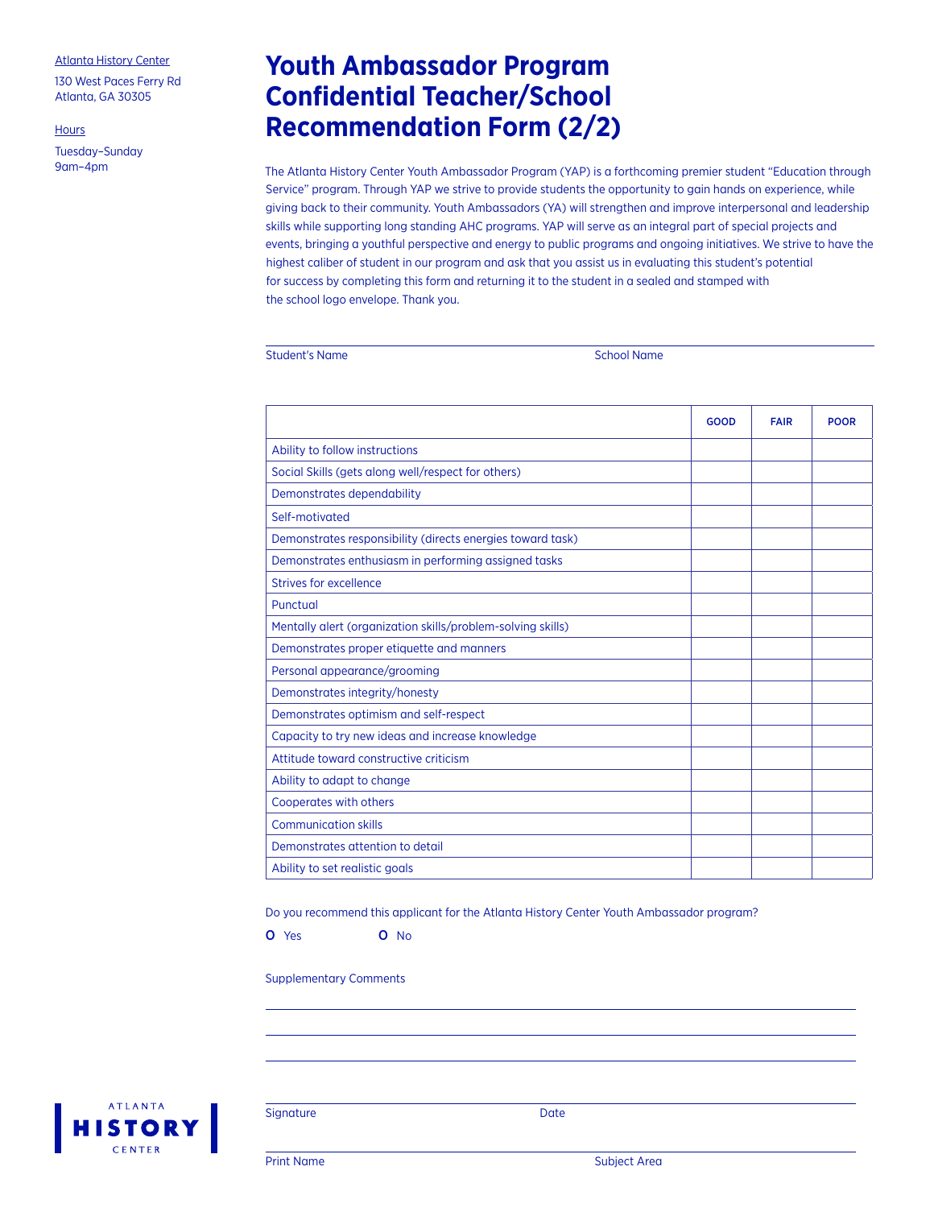Atlanta History Center

130 West Paces Ferry Rd
Atlanta, GA 30305

Hours

Tuesday–Sunday
9am–4pm

# Youth Ambassador Program Confidential Teacher/School Recommendation Form (2/2)

The Atlanta History Center Youth Ambassador Program (YAP) is a forthcoming premier student "Education through Service" program. Through YAP we strive to provide students the opportunity to gain hands on experience, while giving back to their community. Youth Ambassadors (YA) will strengthen and improve interpersonal and leadership skills while supporting long standing AHC programs. YAP will serve as an integral part of special projects and events, bringing a youthful perspective and energy to public programs and ongoing initiatives. We strive to have the highest caliber of student in our program and ask that you assist us in evaluating this student's potential for success by completing this form and returning it to the student in a sealed and stamped with the school logo envelope. Thank you.

Student's Name ____________________ School Name ____________________

| | GOOD | FAIR | POOR |
|---|---|---|---|
| Ability to follow instructions | | | |
| Social Skills (gets along well/respect for others) | | | |
| Demonstrates dependability | | | |
| Self-motivated | | | |
| Demonstrates responsibility (directs energies toward task) | | | |
| Demonstrates enthusiasm in performing assigned tasks | | | |
| Strives for excellence | | | |
| Punctual | | | |
| Mentally alert (organization skills/problem-solving skills) | | | |
| Demonstrates proper etiquette and manners | | | |
| Personal appearance/grooming | | | |
| Demonstrates integrity/honesty | | | |
| Demonstrates optimism and self-respect | | | |
| Capacity to try new ideas and increase knowledge | | | |
| Attitude toward constructive criticism | | | |
| Ability to adapt to change | | | |
| Cooperates with others | | | |
| Communication skills | | | |
| Demonstrates attention to detail | | | |
| Ability to set realistic goals | | | |

Do you recommend this applicant for the Atlanta History Center Youth Ambassador program?

O Yes O No

Supplementary Comments

____________________

____________________

____________________

Signature ____________________ Date ____________________

Print Name ____________________ Subject Area ____________________

ATLANTA HISTORY CENTER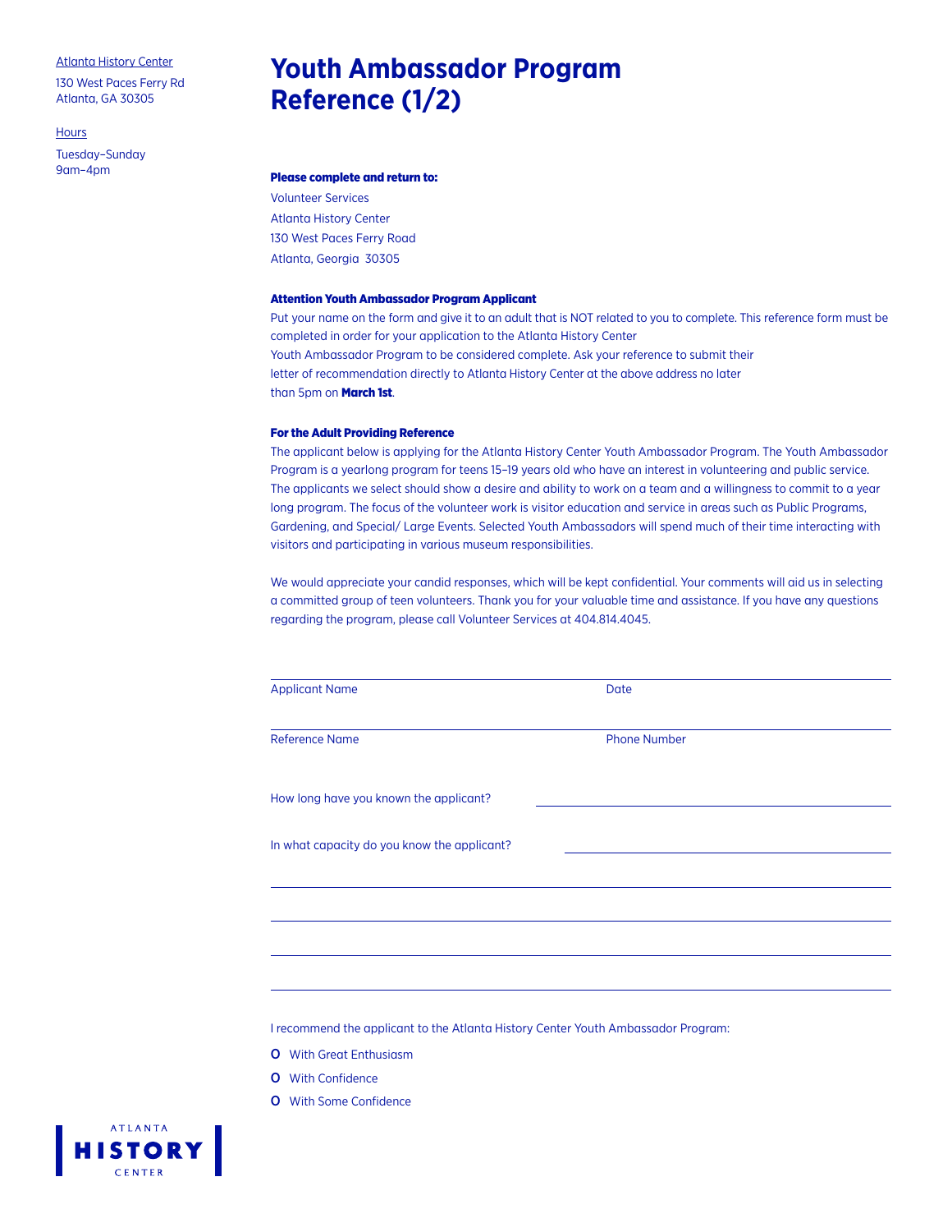Atlanta History Center

130 West Paces Ferry Rd
Atlanta, GA 30305

Hours

Tuesday–Sunday
9am–4pm

# Youth Ambassador Program Reference (1/2)

**Please complete and return to:**

Volunteer Services
Atlanta History Center
130 West Paces Ferry Road
Atlanta, Georgia 30305

**Attention Youth Ambassador Program Applicant**

Put your name on the form and give it to an adult that is NOT related to you to complete. This reference form must be completed in order for your application to the Atlanta History Center Youth Ambassador Program to be considered complete. Ask your reference to submit their letter of recommendation directly to Atlanta History Center at the above address no later than 5pm on **March 1st**.

**For the Adult Providing Reference**

The applicant below is applying for the Atlanta History Center Youth Ambassador Program. The Youth Ambassador Program is a yearlong program for teens 15–19 years old who have an interest in volunteering and public service. The applicants we select should show a desire and ability to work on a team and a willingness to commit to a year long program. The focus of the volunteer work is visitor education and service in areas such as Public Programs, Gardening, and Special/ Large Events. Selected Youth Ambassadors will spend much of their time interacting with visitors and participating in various museum responsibilities.

We would appreciate your candid responses, which will be kept confidential. Your comments will aid us in selecting a committed group of teen volunteers. Thank you for your valuable time and assistance. If you have any questions regarding the program, please call Volunteer Services at 404.814.4045.

Applicant Name ____________________ Date ____________________

Reference Name ____________________ Phone Number ____________________

How long have you known the applicant? ____________________

In what capacity do you know the applicant? ____________________

____________________

____________________

____________________

____________________

I recommend the applicant to the Atlanta History Center Youth Ambassador Program:

- O With Great Enthusiasm
- O With Confidence
- O With Some Confidence

ATLANTA HISTORY CENTER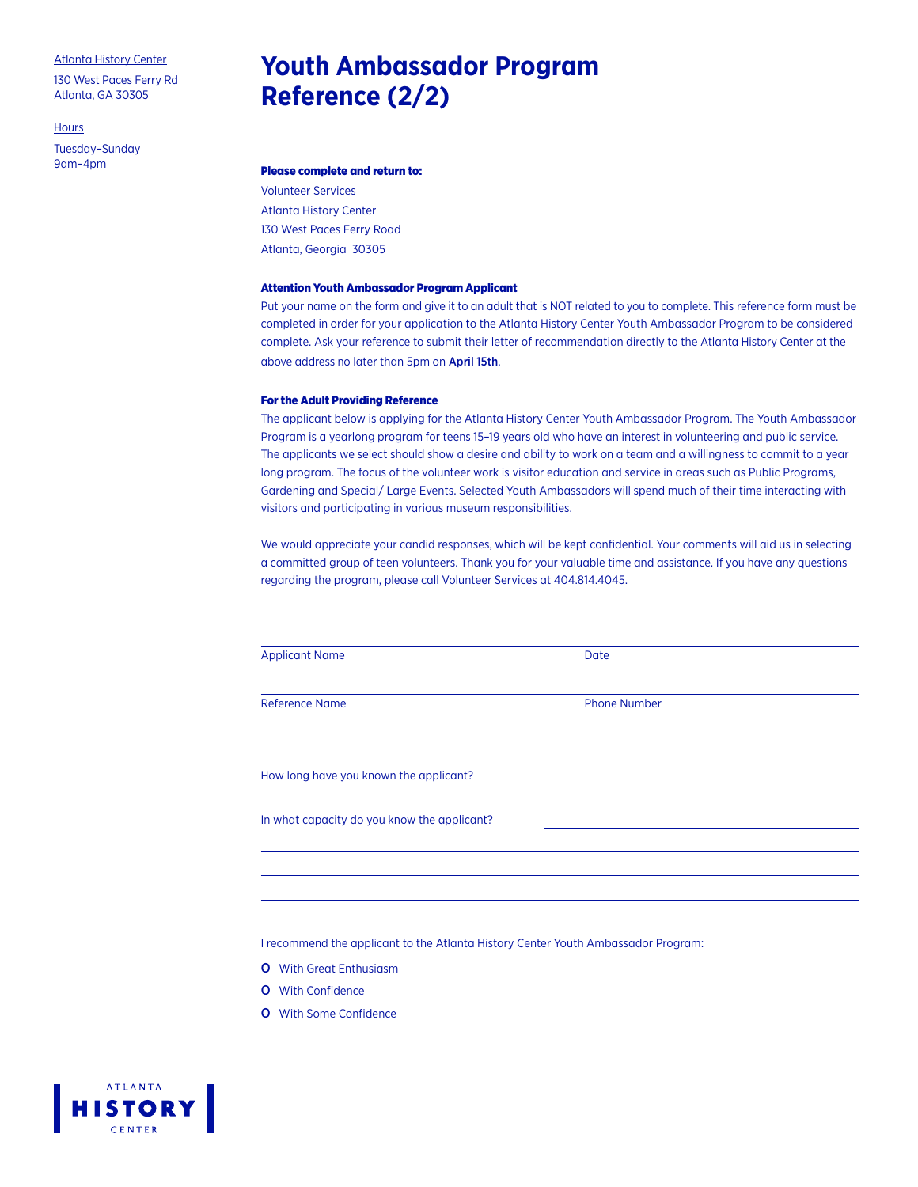Atlanta History Center

130 West Paces Ferry Rd
Atlanta, GA 30305

Hours

Tuesday–Sunday
9am–4pm

# Youth Ambassador Program Reference (2/2)

**Please complete and return to:**

Volunteer Services
Atlanta History Center
130 West Paces Ferry Road
Atlanta, Georgia 30305

**Attention Youth Ambassador Program Applicant**

Put your name on the form and give it to an adult that is NOT related to you to complete. This reference form must be completed in order for your application to the Atlanta History Center Youth Ambassador Program to be considered complete. Ask your reference to submit their letter of recommendation directly to the Atlanta History Center at the above address no later than 5pm on **April 15th**.

**For the Adult Providing Reference**

The applicant below is applying for the Atlanta History Center Youth Ambassador Program. The Youth Ambassador Program is a yearlong program for teens 15–19 years old who have an interest in volunteering and public service. The applicants we select should show a desire and ability to work on a team and a willingness to commit to a year long program. The focus of the volunteer work is visitor education and service in areas such as Public Programs, Gardening and Special/ Large Events. Selected Youth Ambassadors will spend much of their time interacting with visitors and participating in various museum responsibilities.

We would appreciate your candid responses, which will be kept confidential. Your comments will aid us in selecting a committed group of teen volunteers. Thank you for your valuable time and assistance. If you have any questions regarding the program, please call Volunteer Services at 404.814.4045.

Applicant Name ____________________ Date ____________________

Reference Name ____________________ Phone Number ____________________

How long have you known the applicant? ____________________

In what capacity do you know the applicant? ____________________

____________________

____________________

____________________

I recommend the applicant to the Atlanta History Center Youth Ambassador Program:

- O With Great Enthusiasm
- O With Confidence
- O With Some Confidence

ATLANTA HISTORY CENTER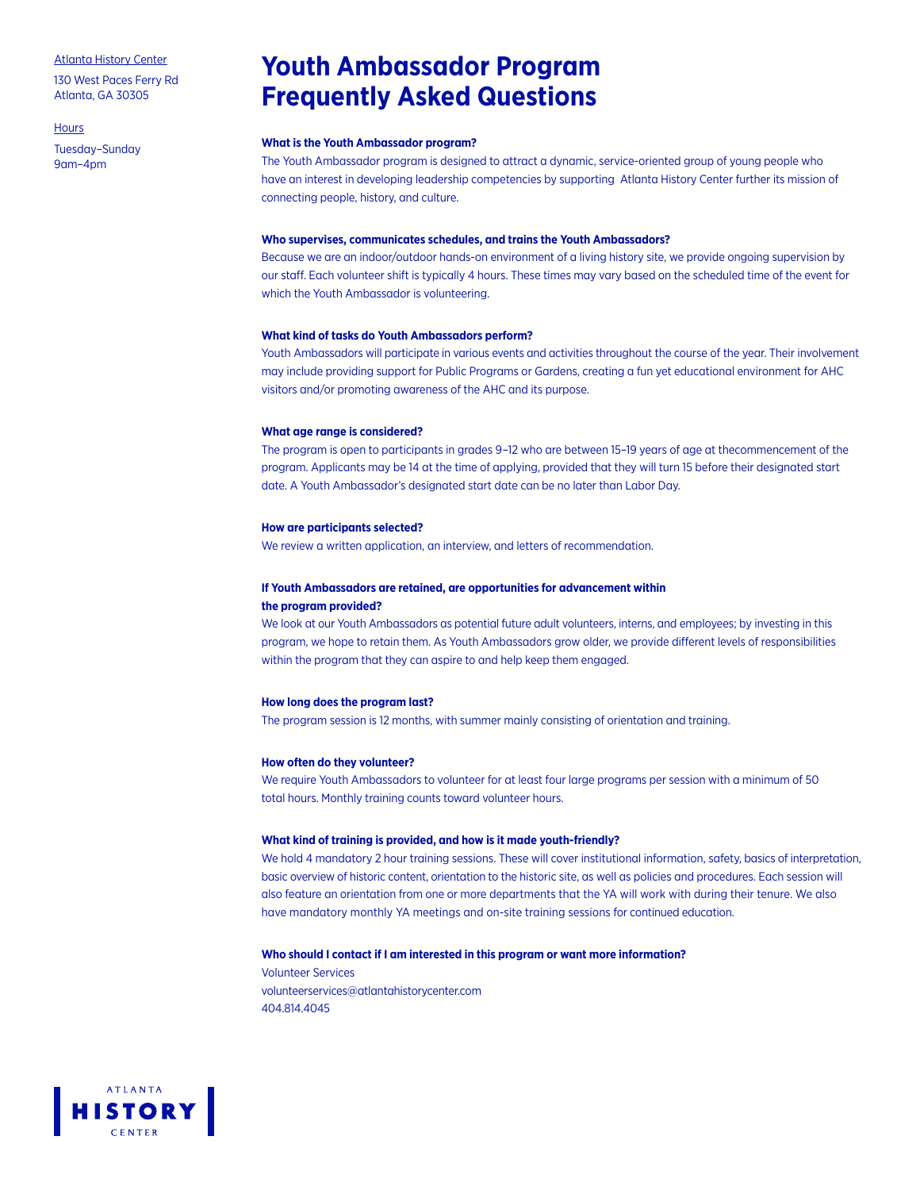Atlanta History Center

130 West Paces Ferry Rd
Atlanta, GA 30305

Hours

Tuesday–Sunday
9am–4pm

# Youth Ambassador Program Frequently Asked Questions

**What is the Youth Ambassador program?**

The Youth Ambassador program is designed to attract a dynamic, service-oriented group of young people who have an interest in developing leadership competencies by supporting Atlanta History Center further its mission of connecting people, history, and culture.

**Who supervises, communicates schedules, and trains the Youth Ambassadors?**

Because we are an indoor/outdoor hands-on environment of a living history site, we provide ongoing supervision by our staff. Each volunteer shift is typically 4 hours. These times may vary based on the scheduled time of the event for which the Youth Ambassador is volunteering.

**What kind of tasks do Youth Ambassadors perform?**

Youth Ambassadors will participate in various events and activities throughout the course of the year. Their involvement may include providing support for Public Programs or Gardens, creating a fun yet educational environment for AHC visitors and/or promoting awareness of the AHC and its purpose.

**What age range is considered?**

The program is open to participants in grades 9–12 who are between 15–19 years of age at thecommencement of the program. Applicants may be 14 at the time of applying, provided that they will turn 15 before their designated start date. A Youth Ambassador's designated start date can be no later than Labor Day.

**How are participants selected?**

We review a written application, an interview, and letters of recommendation.

**If Youth Ambassadors are retained, are opportunities for advancement within the program provided?**

We look at our Youth Ambassadors as potential future adult volunteers, interns, and employees; by investing in this program, we hope to retain them. As Youth Ambassadors grow older, we provide different levels of responsibilities within the program that they can aspire to and help keep them engaged.

**How long does the program last?**

The program session is 12 months, with summer mainly consisting of orientation and training.

**How often do they volunteer?**

We require Youth Ambassadors to volunteer for at least four large programs per session with a minimum of 50 total hours. Monthly training counts toward volunteer hours.

**What kind of training is provided, and how is it made youth-friendly?**

We hold 4 mandatory 2 hour training sessions. These will cover institutional information, safety, basics of interpretation, basic overview of historic content, orientation to the historic site, as well as policies and procedures. Each session will also feature an orientation from one or more departments that the YA will work with during their tenure. We also have mandatory monthly YA meetings and on-site training sessions for continued education.

**Who should I contact if I am interested in this program or want more information?**

Volunteer Services
volunteerservices@atlantahistorycenter.com
404.814.4045

ATLANTA HISTORY CENTER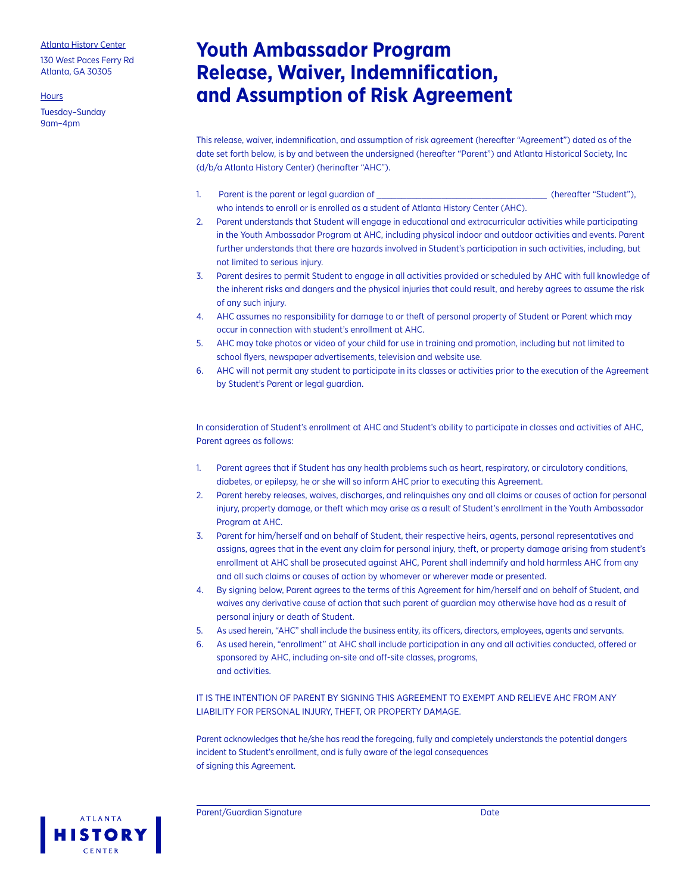Atlanta History Center

130 West Paces Ferry Rd
Atlanta, GA 30305

Hours

Tuesday–Sunday
9am–4pm

# Youth Ambassador Program Release, Waiver, Indemnification, and Assumption of Risk Agreement

This release, waiver, indemnification, and assumption of risk agreement (hereafter "Agreement") dated as of the date set forth below, is by and between the undersigned (hereafter "Parent") and Atlanta Historical Society, Inc (d/b/a Atlanta History Center) (herinafter "AHC").

1. Parent is the parent or legal guardian of ___________________________________ (hereafter "Student"), who intends to enroll or is enrolled as a student of Atlanta History Center (AHC).
2. Parent understands that Student will engage in educational and extracurricular activities while participating in the Youth Ambassador Program at AHC, including physical indoor and outdoor activities and events. Parent further understands that there are hazards involved in Student's participation in such activities, including, but not limited to serious injury.
3. Parent desires to permit Student to engage in all activities provided or scheduled by AHC with full knowledge of the inherent risks and dangers and the physical injuries that could result, and hereby agrees to assume the risk of any such injury.
4. AHC assumes no responsibility for damage to or theft of personal property of Student or Parent which may occur in connection with student's enrollment at AHC.
5. AHC may take photos or video of your child for use in training and promotion, including but not limited to school flyers, newspaper advertisements, television and website use.
6. AHC will not permit any student to participate in its classes or activities prior to the execution of the Agreement by Student's Parent or legal guardian.

In consideration of Student's enrollment at AHC and Student's ability to participate in classes and activities of AHC, Parent agrees as follows:

1. Parent agrees that if Student has any health problems such as heart, respiratory, or circulatory conditions, diabetes, or epilepsy, he or she will so inform AHC prior to executing this Agreement.
2. Parent hereby releases, waives, discharges, and relinquishes any and all claims or causes of action for personal injury, property damage, or theft which may arise as a result of Student's enrollment in the Youth Ambassador Program at AHC.
3. Parent for him/herself and on behalf of Student, their respective heirs, agents, personal representatives and assigns, agrees that in the event any claim for personal injury, theft, or property damage arising from student's enrollment at AHC shall be prosecuted against AHC, Parent shall indemnify and hold harmless AHC from any and all such claims or causes of action by whomever or wherever made or presented.
4. By signing below, Parent agrees to the terms of this Agreement for him/herself and on behalf of Student, and waives any derivative cause of action that such parent of guardian may otherwise have had as a result of personal injury or death of Student.
5. As used herein, "AHC" shall include the business entity, its officers, directors, employees, agents and servants.
6. As used herein, "enrollment" at AHC shall include participation in any and all activities conducted, offered or sponsored by AHC, including on-site and off-site classes, programs, and activities.

IT IS THE INTENTION OF PARENT BY SIGNING THIS AGREEMENT TO EXEMPT AND RELIEVE AHC FROM ANY LIABILITY FOR PERSONAL INJURY, THEFT, OR PROPERTY DAMAGE.

Parent acknowledges that he/she has read the foregoing, fully and completely understands the potential dangers incident to Student's enrollment, and is fully aware of the legal consequences of signing this Agreement.

_____________________________________________

Parent/Guardian Signature                                        Date

ATLANTA HISTORY CENTER